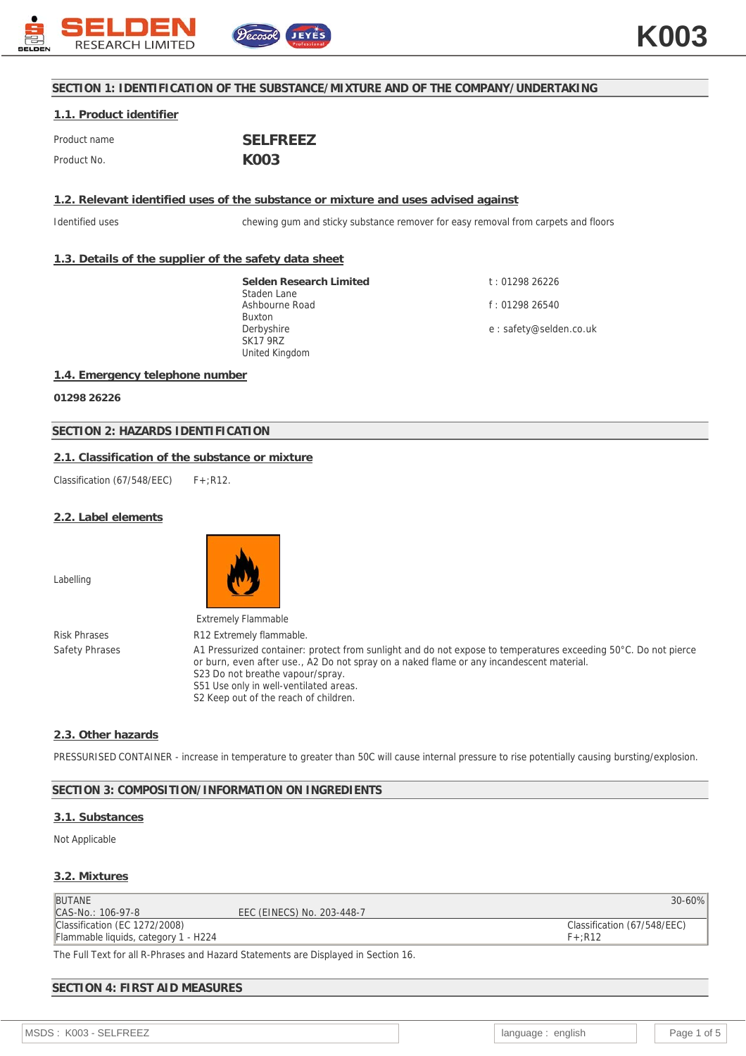# SECTION 1: IDENTIFICATION OF THE SUBSTANCE/MIXTURE AND OF THE COMPANY/UNDERTAKING

## 1.1. Product identifier

| | |
|---|---|
| Product name | **SELFREEZ** |
| Product No. | **K003** |

## 1.2. Relevant identified uses of the substance or mixture and uses advised against

Identified uses: chewing gum and sticky substance remover for easy removal from carpets and floors

## 1.3. Details of the supplier of the safety data sheet

**Selden Research Limited**
Staden Lane
Ashbourne Road
Buxton
Derbyshire
SK17 9RZ
United Kingdom

t : 01298 26226
f : 01298 26540
e : safety@selden.co.uk

## 1.4. Emergency telephone number

**01298 26226**

# SECTION 2: HAZARDS IDENTIFICATION

## 2.1. Classification of the substance or mixture

Classification (67/548/EEC) F+;R12.

## 2.2. Label elements

Labelling

Extremely Flammable

Risk Phrases: R12 Extremely flammable.

Safety Phrases: A1 Pressurized container: protect from sunlight and do not expose to temperatures exceeding 50°C. Do not pierce or burn, even after use., A2 Do not spray on a naked flame or any incandescent material.
S23 Do not breathe vapour/spray.
S51 Use only in well-ventilated areas.
S2 Keep out of the reach of children.

## 2.3. Other hazards

PRESSURISED CONTAINER - increase in temperature to greater than 50C will cause internal pressure to rise potentially causing bursting/explosion.

# SECTION 3: COMPOSITION/INFORMATION ON INGREDIENTS

## 3.1. Substances

Not Applicable

## 3.2. Mixtures

| BUTANE | | 30-60% |
|---|---|---|
| CAS-No.: 106-97-8 | EEC (EINECS) No. 203-448-7 | |
| Classification (EC 1272/2008)<br>Flammable liquids, category 1 - H224 | | Classification (67/548/EEC)<br>F+;R12 |

The Full Text for all R-Phrases and Hazard Statements are Displayed in Section 16.

# SECTION 4: FIRST AID MEASURES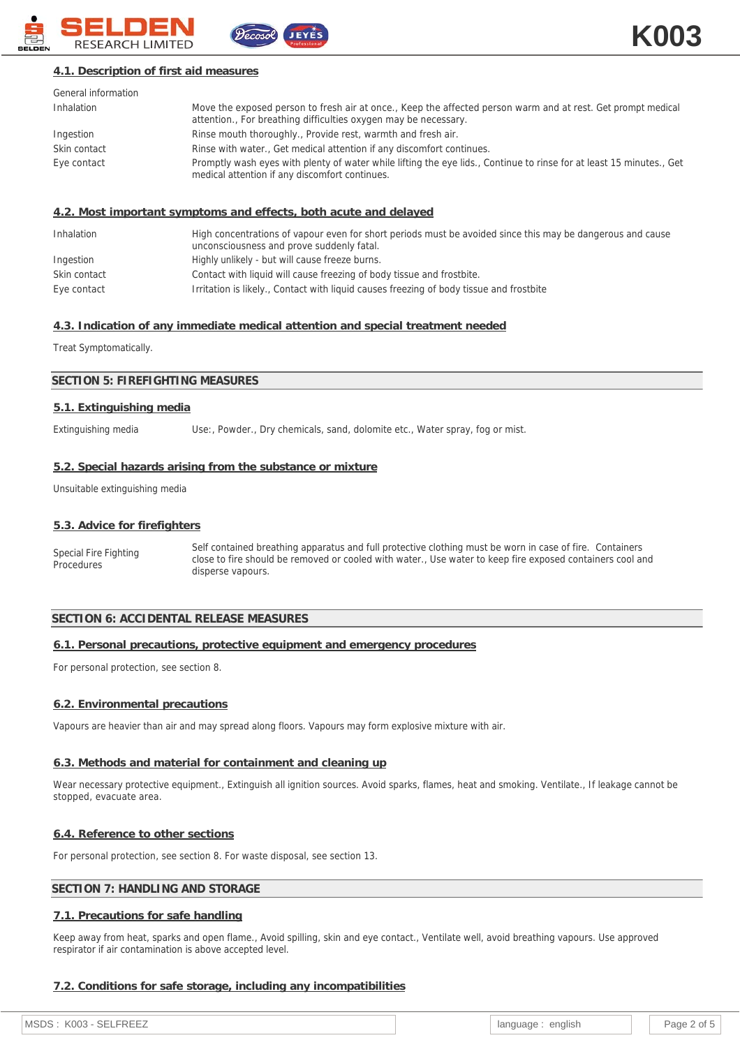### 4.1. Description of first aid measures

| General information | |
|---|---|
| Inhalation | Move the exposed person to fresh air at once., Keep the affected person warm and at rest. Get prompt medical attention., For breathing difficulties oxygen may be necessary. |
| Ingestion | Rinse mouth thoroughly., Provide rest, warmth and fresh air. |
| Skin contact | Rinse with water., Get medical attention if any discomfort continues. |
| Eye contact | Promptly wash eyes with plenty of water while lifting the eye lids., Continue to rinse for at least 15 minutes., Get medical attention if any discomfort continues. |

### 4.2. Most important symptoms and effects, both acute and delayed

| | |
|---|---|
| Inhalation | High concentrations of vapour even for short periods must be avoided since this may be dangerous and cause unconsciousness and prove suddenly fatal. |
| Ingestion | Highly unlikely - but will cause freeze burns. |
| Skin contact | Contact with liquid will cause freezing of body tissue and frostbite. |
| Eye contact | Irritation is likely., Contact with liquid causes freezing of body tissue and frostbite |

### 4.3. Indication of any immediate medical attention and special treatment needed

Treat Symptomatically.

## SECTION 5: FIREFIGHTING MEASURES

### 5.1. Extinguishing media

| | |
|---|---|
| Extinguishing media | Use:, Powder., Dry chemicals, sand, dolomite etc., Water spray, fog or mist. |

### 5.2. Special hazards arising from the substance or mixture

Unsuitable extinguishing media

### 5.3. Advice for firefighters

| | |
|---|---|
| Special Fire Fighting Procedures | Self contained breathing apparatus and full protective clothing must be worn in case of fire. Containers close to fire should be removed or cooled with water., Use water to keep fire exposed containers cool and disperse vapours. |

## SECTION 6: ACCIDENTAL RELEASE MEASURES

### 6.1. Personal precautions, protective equipment and emergency procedures

For personal protection, see section 8.

### 6.2. Environmental precautions

Vapours are heavier than air and may spread along floors. Vapours may form explosive mixture with air.

### 6.3. Methods and material for containment and cleaning up

Wear necessary protective equipment., Extinguish all ignition sources. Avoid sparks, flames, heat and smoking. Ventilate., If leakage cannot be stopped, evacuate area.

### 6.4. Reference to other sections

For personal protection, see section 8. For waste disposal, see section 13.

## SECTION 7: HANDLING AND STORAGE

### 7.1. Precautions for safe handling

Keep away from heat, sparks and open flame., Avoid spilling, skin and eye contact., Ventilate well, avoid breathing vapours. Use approved respirator if air contamination is above accepted level.

### 7.2. Conditions for safe storage, including any incompatibilities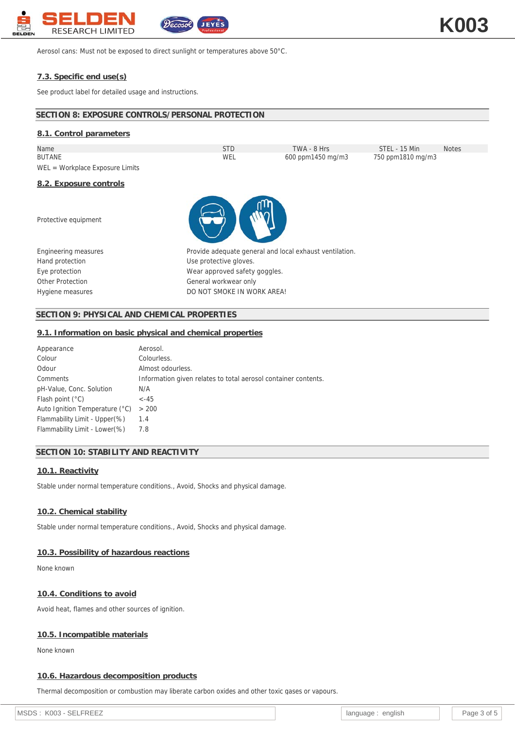Aerosol cans: Must not be exposed to direct sunlight or temperatures above 50°C.

### 7.3. Specific end use(s)

See product label for detailed usage and instructions.

## SECTION 8: EXPOSURE CONTROLS/PERSONAL PROTECTION

### 8.1. Control parameters

| Name | STD | TWA - 8 Hrs | STEL - 15 Min | Notes |
|---|---|---|---|---|
| BUTANE | WEL | 600 ppm1450 mg/m3 | 750 ppm1810 mg/m3 | |

WEL = Workplace Exposure Limits

### 8.2. Exposure controls

| | |
|---|---|
| Protective equipment | |
| Engineering measures | Provide adequate general and local exhaust ventilation. |
| Hand protection | Use protective gloves. |
| Eye protection | Wear approved safety goggles. |
| Other Protection | General workwear only |
| Hygiene measures | DO NOT SMOKE IN WORK AREA! |

## SECTION 9: PHYSICAL AND CHEMICAL PROPERTIES

### 9.1. Information on basic physical and chemical properties

| | |
|---|---|
| Appearance | Aerosol. |
| Colour | Colourless. |
| Odour | Almost odourless. |
| Comments | Information given relates to total aerosol container contents. |
| pH-Value, Conc. Solution | N/A |
| Flash point (°C) | <-45 |
| Auto Ignition Temperature (°C) | > 200 |
| Flammability Limit - Upper(%) | 1.4 |
| Flammability Limit - Lower(%) | 7.8 |

## SECTION 10: STABILITY AND REACTIVITY

### 10.1. Reactivity

Stable under normal temperature conditions., Avoid, Shocks and physical damage.

### 10.2. Chemical stability

Stable under normal temperature conditions., Avoid, Shocks and physical damage.

### 10.3. Possibility of hazardous reactions

None known

### 10.4. Conditions to avoid

Avoid heat, flames and other sources of ignition.

### 10.5. Incompatible materials

None known

### 10.6. Hazardous decomposition products

Thermal decomposition or combustion may liberate carbon oxides and other toxic gases or vapours.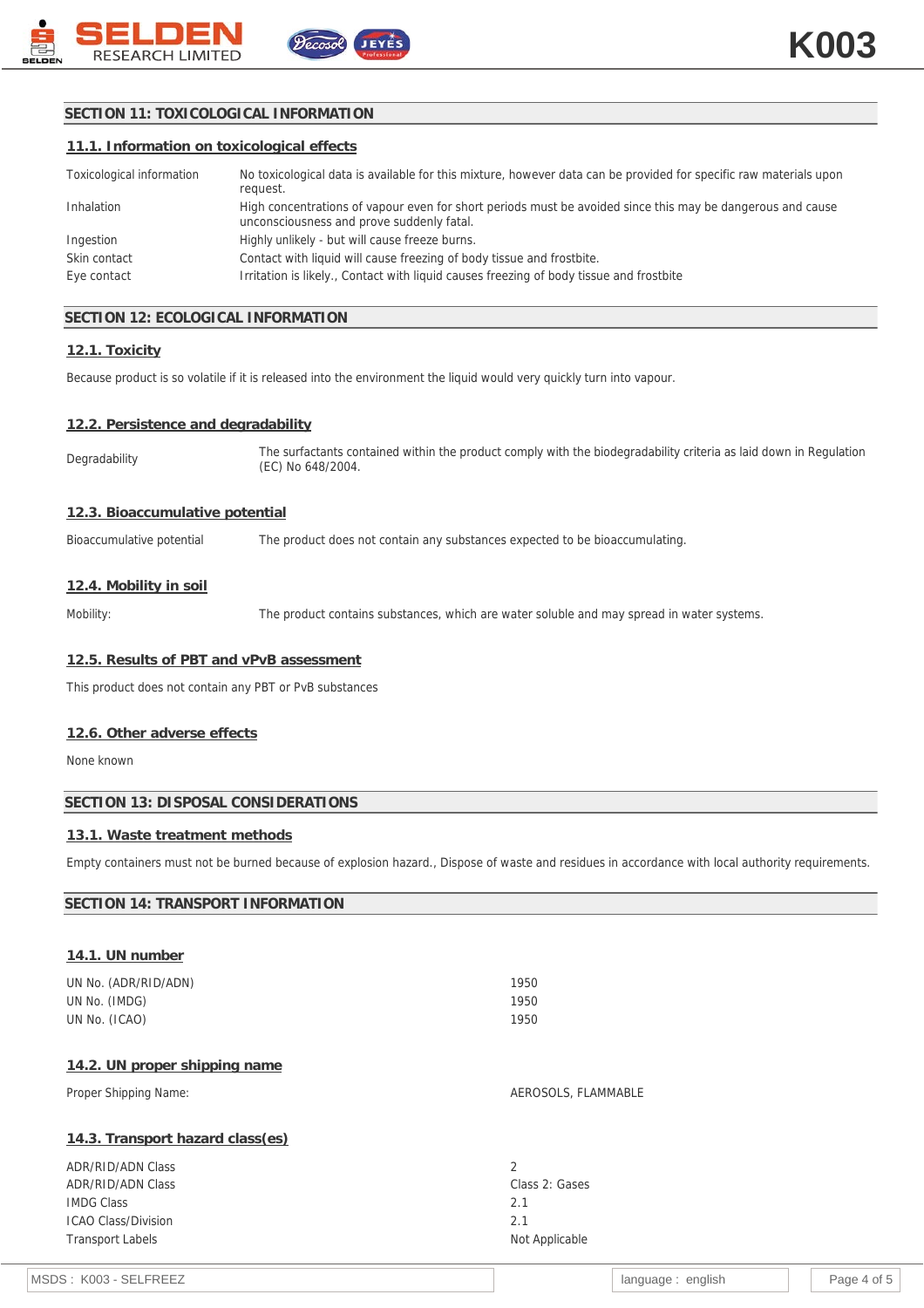## SECTION 11: TOXICOLOGICAL INFORMATION

### 11.1. Information on toxicological effects

| | |
|---|---|
| Toxicological information | No toxicological data is available for this mixture, however data can be provided for specific raw materials upon request. |
| Inhalation | High concentrations of vapour even for short periods must be avoided since this may be dangerous and cause unconsciousness and prove suddenly fatal. |
| Ingestion | Highly unlikely - but will cause freeze burns. |
| Skin contact | Contact with liquid will cause freezing of body tissue and frostbite. |
| Eye contact | Irritation is likely., Contact with liquid causes freezing of body tissue and frostbite |

## SECTION 12: ECOLOGICAL INFORMATION

### 12.1. Toxicity

Because product is so volatile if it is released into the environment the liquid would very quickly turn into vapour.

### 12.2. Persistence and degradability

| | |
|---|---|
| Degradability | The surfactants contained within the product comply with the biodegradability criteria as laid down in Regulation (EC) No 648/2004. |

### 12.3. Bioaccumulative potential

| | |
|---|---|
| Bioaccumulative potential | The product does not contain any substances expected to be bioaccumulating. |

### 12.4. Mobility in soil

| | |
|---|---|
| Mobility: | The product contains substances, which are water soluble and may spread in water systems. |

### 12.5. Results of PBT and vPvB assessment

This product does not contain any PBT or PvB substances

### 12.6. Other adverse effects

None known

## SECTION 13: DISPOSAL CONSIDERATIONS

### 13.1. Waste treatment methods

Empty containers must not be burned because of explosion hazard., Dispose of waste and residues in accordance with local authority requirements.

## SECTION 14: TRANSPORT INFORMATION

### 14.1. UN number

| | |
|---|---|
| UN No. (ADR/RID/ADN) | 1950 |
| UN No. (IMDG) | 1950 |
| UN No. (ICAO) | 1950 |

### 14.2. UN proper shipping name

| | |
|---|---|
| Proper Shipping Name: | AEROSOLS, FLAMMABLE |

### 14.3. Transport hazard class(es)

| | |
|---|---|
| ADR/RID/ADN Class | 2 |
| ADR/RID/ADN Class | Class 2: Gases |
| IMDG Class | 2.1 |
| ICAO Class/Division | 2.1 |
| Transport Labels | Not Applicable |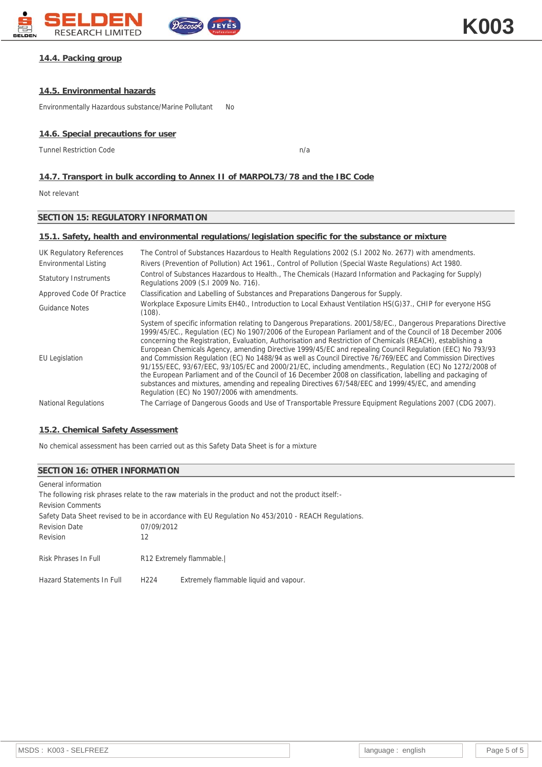#### 14.4. Packing group

#### 14.5. Environmental hazards

Environmentally Hazardous substance/Marine Pollutant No

#### 14.6. Special precautions for user

Tunnel Restriction Code n/a

#### 14.7. Transport in bulk according to Annex II of MARPOL73/78 and the IBC Code

Not relevant

## SECTION 15: REGULATORY INFORMATION

#### 15.1. Safety, health and environmental regulations/legislation specific for the substance or mixture

| | |
|---|---|
| UK Regulatory References | The Control of Substances Hazardous to Health Regulations 2002 (S.I 2002 No. 2677) with amendments. |
| Environmental Listing | Rivers (Prevention of Pollution) Act 1961., Control of Pollution (Special Waste Regulations) Act 1980. |
| Statutory Instruments | Control of Substances Hazardous to Health., The Chemicals (Hazard Information and Packaging for Supply) Regulations 2009 (S.I 2009 No. 716). |
| Approved Code Of Practice | Classification and Labelling of Substances and Preparations Dangerous for Supply. |
| Guidance Notes | Workplace Exposure Limits EH40., Introduction to Local Exhaust Ventilation HS(G)37., CHIP for everyone HSG (108). |
| EU Legislation | System of specific information relating to Dangerous Preparations. 2001/58/EC., Dangerous Preparations Directive 1999/45/EC., Regulation (EC) No 1907/2006 of the European Parliament and of the Council of 18 December 2006 concerning the Registration, Evaluation, Authorisation and Restriction of Chemicals (REACH), establishing a European Chemicals Agency, amending Directive 1999/45/EC and repealing Council Regulation (EEC) No 793/93 and Commission Regulation (EC) No 1488/94 as well as Council Directive 76/769/EEC and Commission Directives 91/155/EEC, 93/67/EEC, 93/105/EC and 2000/21/EC, including amendments., Regulation (EC) No 1272/2008 of the European Parliament and of the Council of 16 December 2008 on classification, labelling and packaging of substances and mixtures, amending and repealing Directives 67/548/EEC and 1999/45/EC, and amending Regulation (EC) No 1907/2006 with amendments. |
| National Regulations | The Carriage of Dangerous Goods and Use of Transportable Pressure Equipment Regulations 2007 (CDG 2007). |

#### 15.2. Chemical Safety Assessment

No chemical assessment has been carried out as this Safety Data Sheet is for a mixture

## SECTION 16: OTHER INFORMATION

General information

The following risk phrases relate to the raw materials in the product and not the product itself:-

Revision Comments

Safety Data Sheet revised to be in accordance with EU Regulation No 453/2010 - REACH Regulations.

| | |
|---|---|
| Revision Date | 07/09/2012 |
| Revision | 12 |
| Risk Phrases In Full | R12 Extremely flammable.\| |
| Hazard Statements In Full | H224 Extremely flammable liquid and vapour. |